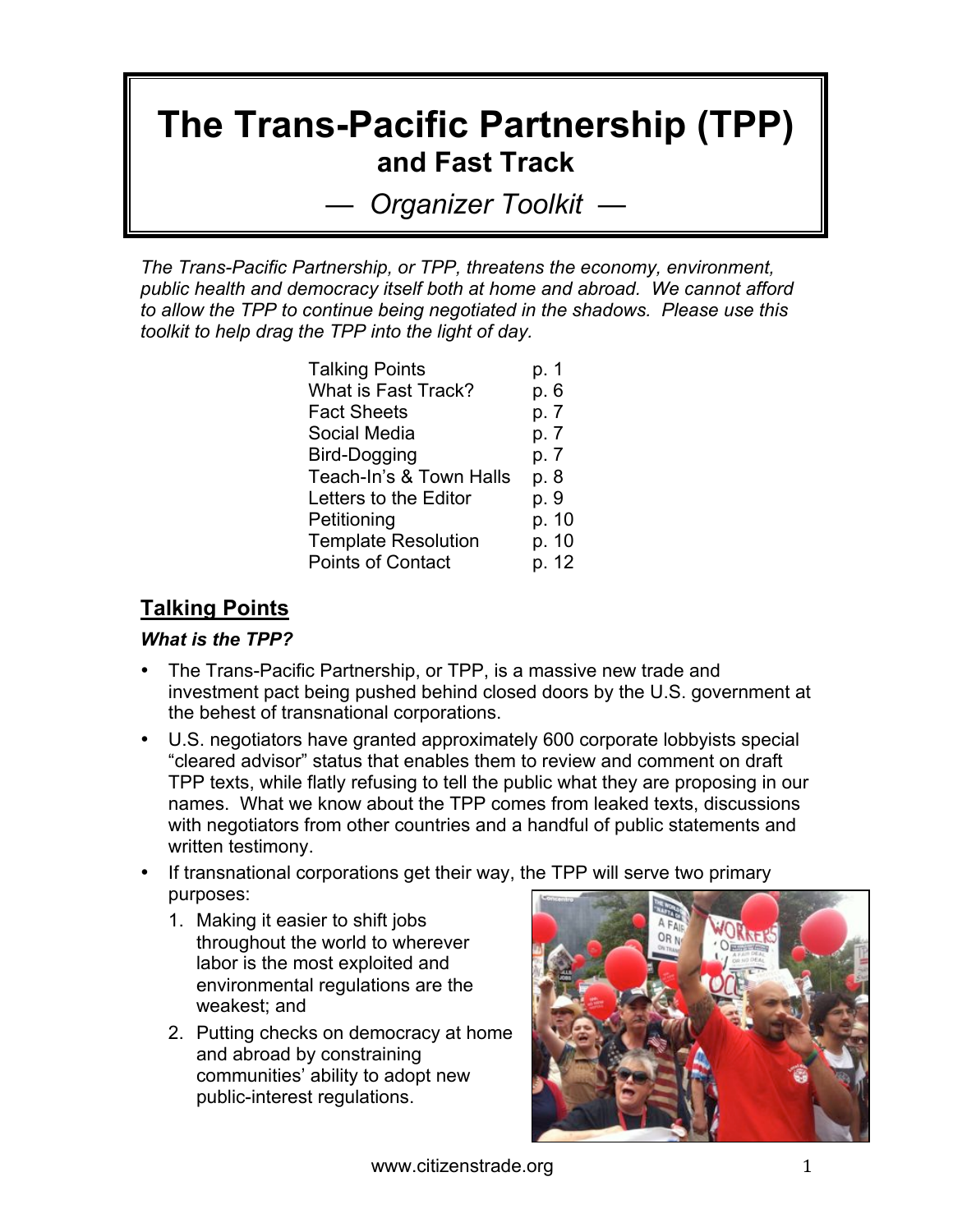# The Trans-Pacific Partnership (TPP)

## and Fast Track

### — *Organizer Toolkit* —

*The Trans-Pacific Partnership, or TPP, threatens the economy, environment, public health and democracy itself both at home and abroad. We cannot afford to allow the TPP to continue being negotiated in the shadows. Please use this toolkit to help drag the TPP into the light of day.*

| | |
|---|---|
| Talking Points | p. 1 |
| What is Fast Track? | p. 6 |
| Fact Sheets | p. 7 |
| Social Media | p. 7 |
| Bird-Dogging | p. 7 |
| Teach-In's & Town Halls | p. 8 |
| Letters to the Editor | p. 9 |
| Petitioning | p. 10 |
| Template Resolution | p. 10 |
| Points of Contact | p. 12 |

## Talking Points

***What is the TPP?***

- The Trans-Pacific Partnership, or TPP, is a massive new trade and investment pact being pushed behind closed doors by the U.S. government at the behest of transnational corporations.
- U.S. negotiators have granted approximately 600 corporate lobbyists special "cleared advisor" status that enables them to review and comment on draft TPP texts, while flatly refusing to tell the public what they are proposing in our names. What we know about the TPP comes from leaked texts, discussions with negotiators from other countries and a handful of public statements and written testimony.
- If transnational corporations get their way, the TPP will serve two primary purposes:
  1. Making it easier to shift jobs throughout the world to wherever labor is the most exploited and environmental regulations are the weakest; and
  2. Putting checks on democracy at home and abroad by constraining communities' ability to adopt new public-interest regulations.

www.citizenstrade.org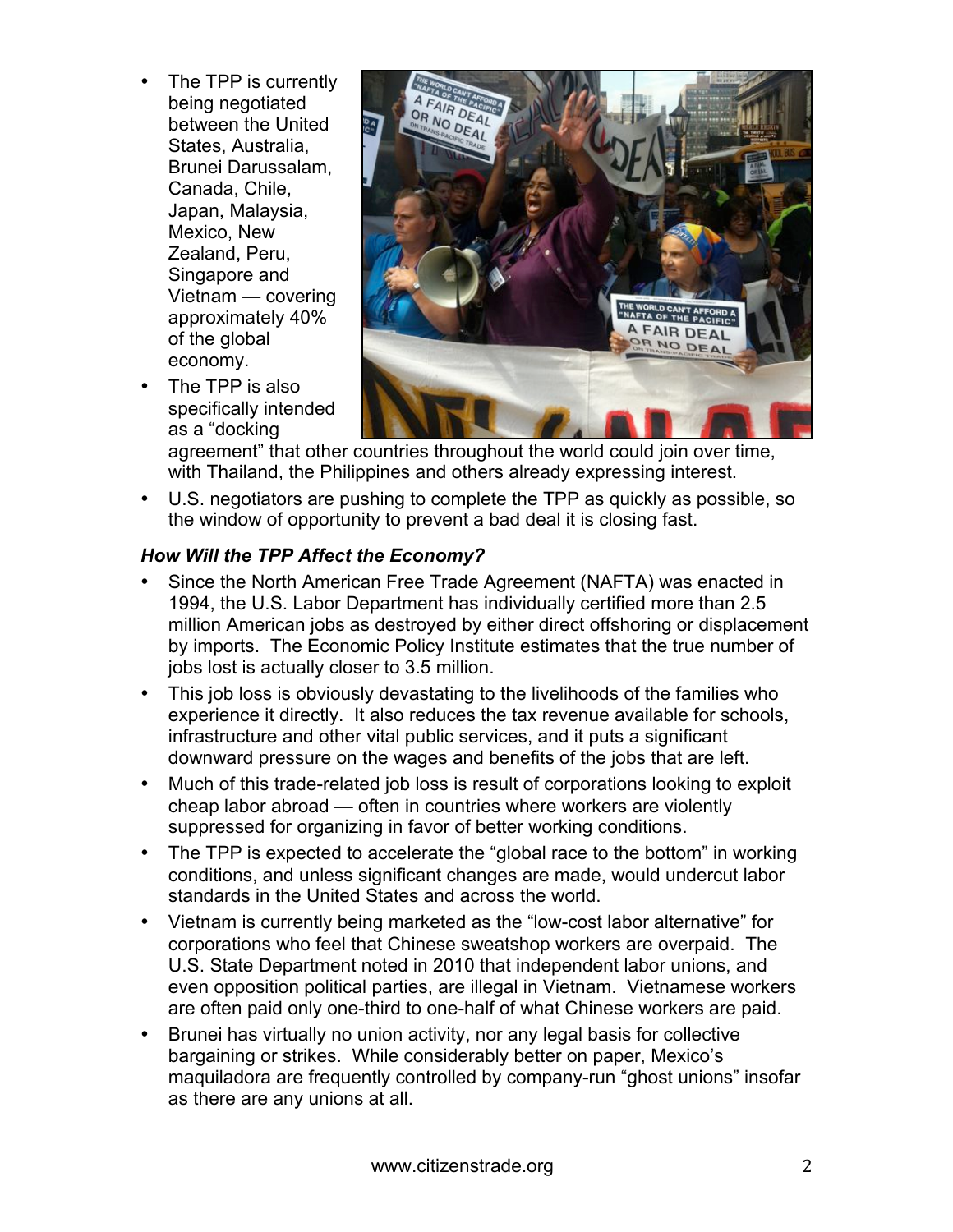- The TPP is currently being negotiated between the United States, Australia, Brunei Darussalam, Canada, Chile, Japan, Malaysia, Mexico, New Zealand, Peru, Singapore and Vietnam — covering approximately 40% of the global economy.
- The TPP is also specifically intended as a "docking agreement" that other countries throughout the world could join over time, with Thailand, the Philippines and others already expressing interest.
- U.S. negotiators are pushing to complete the TPP as quickly as possible, so the window of opportunity to prevent a bad deal it is closing fast.

***How Will the TPP Affect the Economy?***

- Since the North American Free Trade Agreement (NAFTA) was enacted in 1994, the U.S. Labor Department has individually certified more than 2.5 million American jobs as destroyed by either direct offshoring or displacement by imports. The Economic Policy Institute estimates that the true number of jobs lost is actually closer to 3.5 million.
- This job loss is obviously devastating to the livelihoods of the families who experience it directly. It also reduces the tax revenue available for schools, infrastructure and other vital public services, and it puts a significant downward pressure on the wages and benefits of the jobs that are left.
- Much of this trade-related job loss is result of corporations looking to exploit cheap labor abroad — often in countries where workers are violently suppressed for organizing in favor of better working conditions.
- The TPP is expected to accelerate the "global race to the bottom" in working conditions, and unless significant changes are made, would undercut labor standards in the United States and across the world.
- Vietnam is currently being marketed as the "low-cost labor alternative" for corporations who feel that Chinese sweatshop workers are overpaid. The U.S. State Department noted in 2010 that independent labor unions, and even opposition political parties, are illegal in Vietnam. Vietnamese workers are often paid only one-third to one-half of what Chinese workers are paid.
- Brunei has virtually no union activity, nor any legal basis for collective bargaining or strikes. While considerably better on paper, Mexico's maquiladora are frequently controlled by company-run "ghost unions" insofar as there are any unions at all.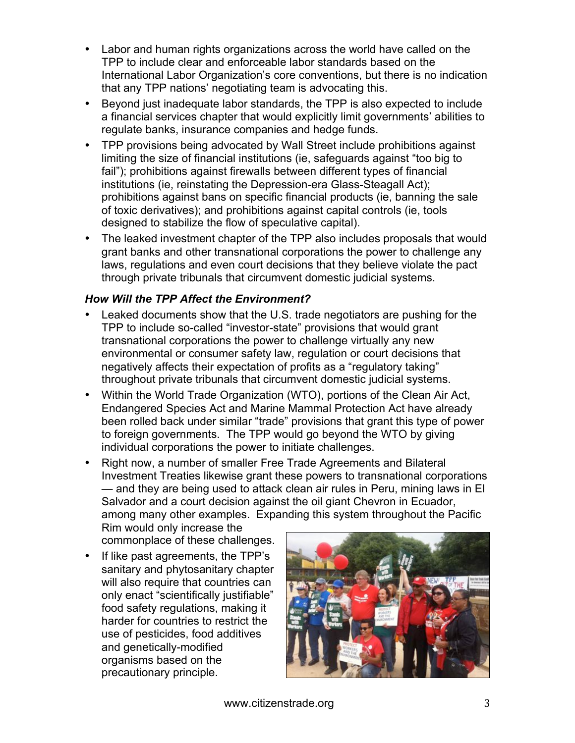- Labor and human rights organizations across the world have called on the TPP to include clear and enforceable labor standards based on the International Labor Organization's core conventions, but there is no indication that any TPP nations' negotiating team is advocating this.
- Beyond just inadequate labor standards, the TPP is also expected to include a financial services chapter that would explicitly limit governments' abilities to regulate banks, insurance companies and hedge funds.
- TPP provisions being advocated by Wall Street include prohibitions against limiting the size of financial institutions (ie, safeguards against "too big to fail"); prohibitions against firewalls between different types of financial institutions (ie, reinstating the Depression-era Glass-Steagall Act); prohibitions against bans on specific financial products (ie, banning the sale of toxic derivatives); and prohibitions against capital controls (ie, tools designed to stabilize the flow of speculative capital).
- The leaked investment chapter of the TPP also includes proposals that would grant banks and other transnational corporations the power to challenge any laws, regulations and even court decisions that they believe violate the pact through private tribunals that circumvent domestic judicial systems.

### *How Will the TPP Affect the Environment?*

- Leaked documents show that the U.S. trade negotiators are pushing for the TPP to include so-called "investor-state" provisions that would grant transnational corporations the power to challenge virtually any new environmental or consumer safety law, regulation or court decisions that negatively affects their expectation of profits as a "regulatory taking" throughout private tribunals that circumvent domestic judicial systems.
- Within the World Trade Organization (WTO), portions of the Clean Air Act, Endangered Species Act and Marine Mammal Protection Act have already been rolled back under similar "trade" provisions that grant this type of power to foreign governments. The TPP would go beyond the WTO by giving individual corporations the power to initiate challenges.
- Right now, a number of smaller Free Trade Agreements and Bilateral Investment Treaties likewise grant these powers to transnational corporations — and they are being used to attack clean air rules in Peru, mining laws in El Salvador and a court decision against the oil giant Chevron in Ecuador, among many other examples. Expanding this system throughout the Pacific Rim would only increase the commonplace of these challenges.
- If like past agreements, the TPP's sanitary and phytosanitary chapter will also require that countries can only enact "scientifically justifiable" food safety regulations, making it harder for countries to restrict the use of pesticides, food additives and genetically-modified organisms based on the precautionary principle.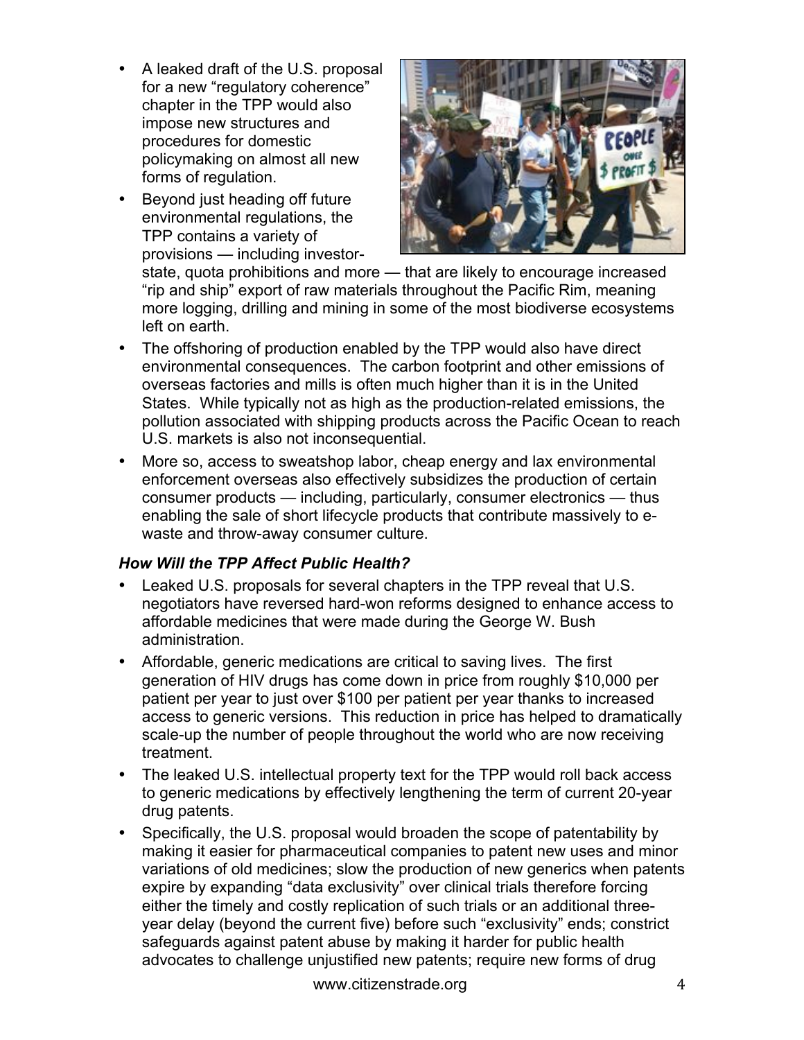- A leaked draft of the U.S. proposal for a new "regulatory coherence" chapter in the TPP would also impose new structures and procedures for domestic policymaking on almost all new forms of regulation.
- Beyond just heading off future environmental regulations, the TPP contains a variety of provisions — including investor-state, quota prohibitions and more — that are likely to encourage increased "rip and ship" export of raw materials throughout the Pacific Rim, meaning more logging, drilling and mining in some of the most biodiverse ecosystems left on earth.
- The offshoring of production enabled by the TPP would also have direct environmental consequences. The carbon footprint and other emissions of overseas factories and mills is often much higher than it is in the United States. While typically not as high as the production-related emissions, the pollution associated with shipping products across the Pacific Ocean to reach U.S. markets is also not inconsequential.
- More so, access to sweatshop labor, cheap energy and lax environmental enforcement overseas also effectively subsidizes the production of certain consumer products — including, particularly, consumer electronics — thus enabling the sale of short lifecycle products that contribute massively to e-waste and throw-away consumer culture.

### *How Will the TPP Affect Public Health?*

- Leaked U.S. proposals for several chapters in the TPP reveal that U.S. negotiators have reversed hard-won reforms designed to enhance access to affordable medicines that were made during the George W. Bush administration.
- Affordable, generic medications are critical to saving lives. The first generation of HIV drugs has come down in price from roughly $10,000 per patient per year to just over $100 per patient per year thanks to increased access to generic versions. This reduction in price has helped to dramatically scale-up the number of people throughout the world who are now receiving treatment.
- The leaked U.S. intellectual property text for the TPP would roll back access to generic medications by effectively lengthening the term of current 20-year drug patents.
- Specifically, the U.S. proposal would broaden the scope of patentability by making it easier for pharmaceutical companies to patent new uses and minor variations of old medicines; slow the production of new generics when patents expire by expanding "data exclusivity" over clinical trials therefore forcing either the timely and costly replication of such trials or an additional three-year delay (beyond the current five) before such "exclusivity" ends; constrict safeguards against patent abuse by making it harder for public health advocates to challenge unjustified new patents; require new forms of drug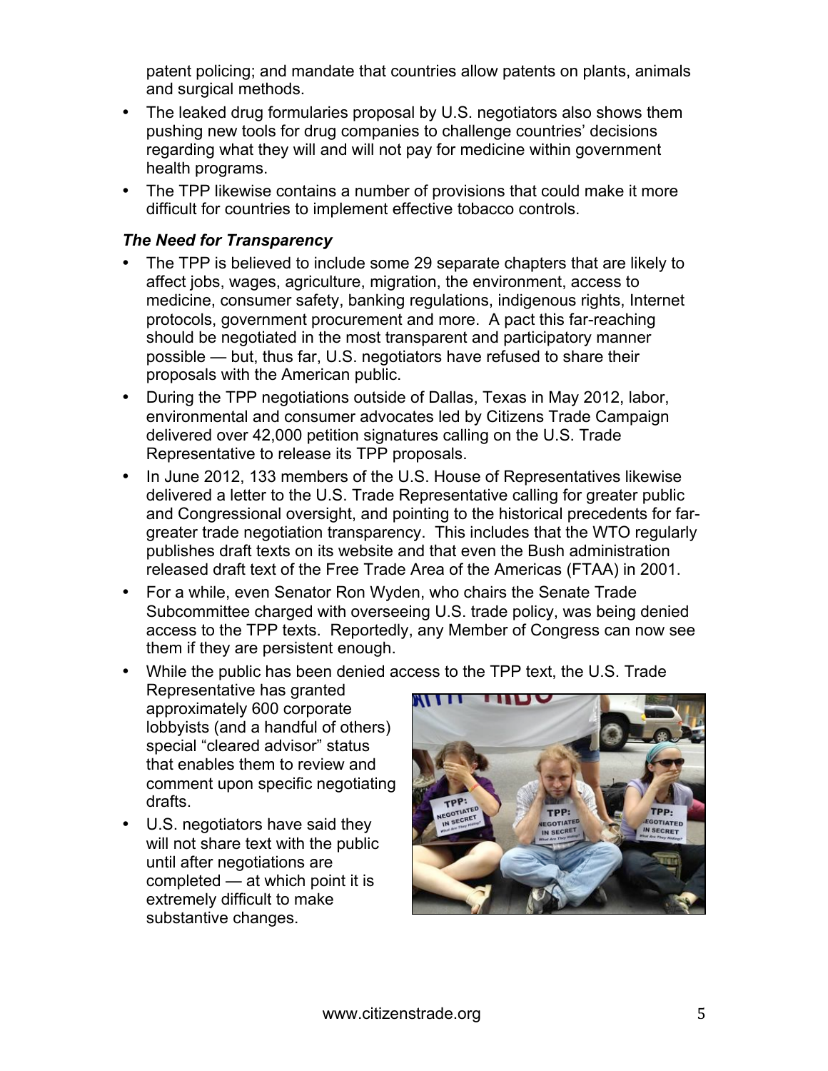patent policing; and mandate that countries allow patents on plants, animals and surgical methods.

- The leaked drug formularies proposal by U.S. negotiators also shows them pushing new tools for drug companies to challenge countries' decisions regarding what they will and will not pay for medicine within government health programs.
- The TPP likewise contains a number of provisions that could make it more difficult for countries to implement effective tobacco controls.

***The Need for Transparency***

- The TPP is believed to include some 29 separate chapters that are likely to affect jobs, wages, agriculture, migration, the environment, access to medicine, consumer safety, banking regulations, indigenous rights, Internet protocols, government procurement and more. A pact this far-reaching should be negotiated in the most transparent and participatory manner possible — but, thus far, U.S. negotiators have refused to share their proposals with the American public.
- During the TPP negotiations outside of Dallas, Texas in May 2012, labor, environmental and consumer advocates led by Citizens Trade Campaign delivered over 42,000 petition signatures calling on the U.S. Trade Representative to release its TPP proposals.
- In June 2012, 133 members of the U.S. House of Representatives likewise delivered a letter to the U.S. Trade Representative calling for greater public and Congressional oversight, and pointing to the historical precedents for far-greater trade negotiation transparency. This includes that the WTO regularly publishes draft texts on its website and that even the Bush administration released draft text of the Free Trade Area of the Americas (FTAA) in 2001.
- For a while, even Senator Ron Wyden, who chairs the Senate Trade Subcommittee charged with overseeing U.S. trade policy, was being denied access to the TPP texts. Reportedly, any Member of Congress can now see them if they are persistent enough.
- While the public has been denied access to the TPP text, the U.S. Trade Representative has granted approximately 600 corporate lobbyists (and a handful of others) special "cleared advisor" status that enables them to review and comment upon specific negotiating drafts.
- U.S. negotiators have said they will not share text with the public until after negotiations are completed — at which point it is extremely difficult to make substantive changes.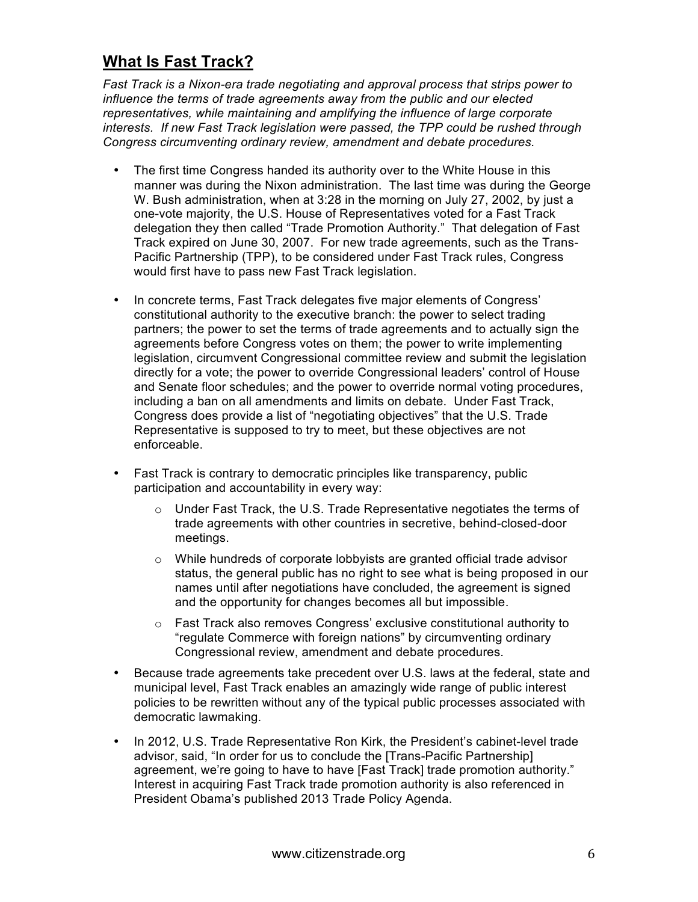## **What Is Fast Track?**

*Fast Track is a Nixon-era trade negotiating and approval process that strips power to influence the terms of trade agreements away from the public and our elected representatives, while maintaining and amplifying the influence of large corporate interests. If new Fast Track legislation were passed, the TPP could be rushed through Congress circumventing ordinary review, amendment and debate procedures.*

- The first time Congress handed its authority over to the White House in this manner was during the Nixon administration. The last time was during the George W. Bush administration, when at 3:28 in the morning on July 27, 2002, by just a one-vote majority, the U.S. House of Representatives voted for a Fast Track delegation they then called "Trade Promotion Authority." That delegation of Fast Track expired on June 30, 2007. For new trade agreements, such as the Trans-Pacific Partnership (TPP), to be considered under Fast Track rules, Congress would first have to pass new Fast Track legislation.

- In concrete terms, Fast Track delegates five major elements of Congress' constitutional authority to the executive branch: the power to select trading partners; the power to set the terms of trade agreements and to actually sign the agreements before Congress votes on them; the power to write implementing legislation, circumvent Congressional committee review and submit the legislation directly for a vote; the power to override Congressional leaders' control of House and Senate floor schedules; and the power to override normal voting procedures, including a ban on all amendments and limits on debate. Under Fast Track, Congress does provide a list of "negotiating objectives" that the U.S. Trade Representative is supposed to try to meet, but these objectives are not enforceable.

- Fast Track is contrary to democratic principles like transparency, public participation and accountability in every way:
  - Under Fast Track, the U.S. Trade Representative negotiates the terms of trade agreements with other countries in secretive, behind-closed-door meetings.
  - While hundreds of corporate lobbyists are granted official trade advisor status, the general public has no right to see what is being proposed in our names until after negotiations have concluded, the agreement is signed and the opportunity for changes becomes all but impossible.
  - Fast Track also removes Congress' exclusive constitutional authority to "regulate Commerce with foreign nations" by circumventing ordinary Congressional review, amendment and debate procedures.

- Because trade agreements take precedent over U.S. laws at the federal, state and municipal level, Fast Track enables an amazingly wide range of public interest policies to be rewritten without any of the typical public processes associated with democratic lawmaking.

- In 2012, U.S. Trade Representative Ron Kirk, the President's cabinet-level trade advisor, said, "In order for us to conclude the [Trans-Pacific Partnership] agreement, we're going to have to have [Fast Track] trade promotion authority." Interest in acquiring Fast Track trade promotion authority is also referenced in President Obama's published 2013 Trade Policy Agenda.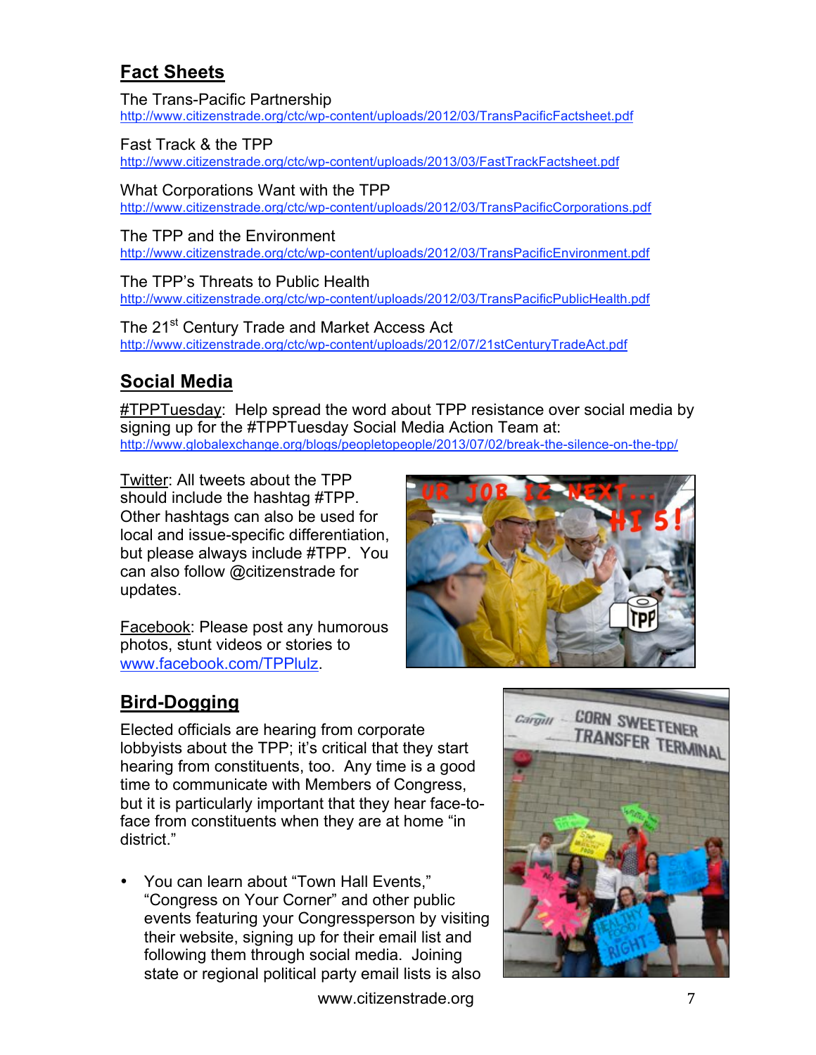## Fact Sheets

The Trans-Pacific Partnership
http://www.citizenstrade.org/ctc/wp-content/uploads/2012/03/TransPacificFactsheet.pdf

Fast Track & the TPP
http://www.citizenstrade.org/ctc/wp-content/uploads/2013/03/FastTrackFactsheet.pdf

What Corporations Want with the TPP
http://www.citizenstrade.org/ctc/wp-content/uploads/2012/03/TransPacificCorporations.pdf

The TPP and the Environment
http://www.citizenstrade.org/ctc/wp-content/uploads/2012/03/TransPacificEnvironment.pdf

The TPP's Threats to Public Health
http://www.citizenstrade.org/ctc/wp-content/uploads/2012/03/TransPacificPublicHealth.pdf

The 21st Century Trade and Market Access Act
http://www.citizenstrade.org/ctc/wp-content/uploads/2012/07/21stCenturyTradeAct.pdf

## Social Media

#TPPTuesday: Help spread the word about TPP resistance over social media by signing up for the #TPPTuesday Social Media Action Team at: http://www.globalexchange.org/blogs/peopletopeople/2013/07/02/break-the-silence-on-the-tpp/

Twitter: All tweets about the TPP should include the hashtag #TPP. Other hashtags can also be used for local and issue-specific differentiation, but please always include #TPP. You can also follow @citizenstrade for updates.

Facebook: Please post any humorous photos, stunt videos or stories to www.facebook.com/TPPlulz.

## Bird-Dogging

Elected officials are hearing from corporate lobbyists about the TPP; it's critical that they start hearing from constituents, too. Any time is a good time to communicate with Members of Congress, but it is particularly important that they hear face-to-face from constituents when they are at home "in district."

- You can learn about "Town Hall Events," "Congress on Your Corner" and other public events featuring your Congressperson by visiting their website, signing up for their email list and following them through social media. Joining state or regional political party email lists is also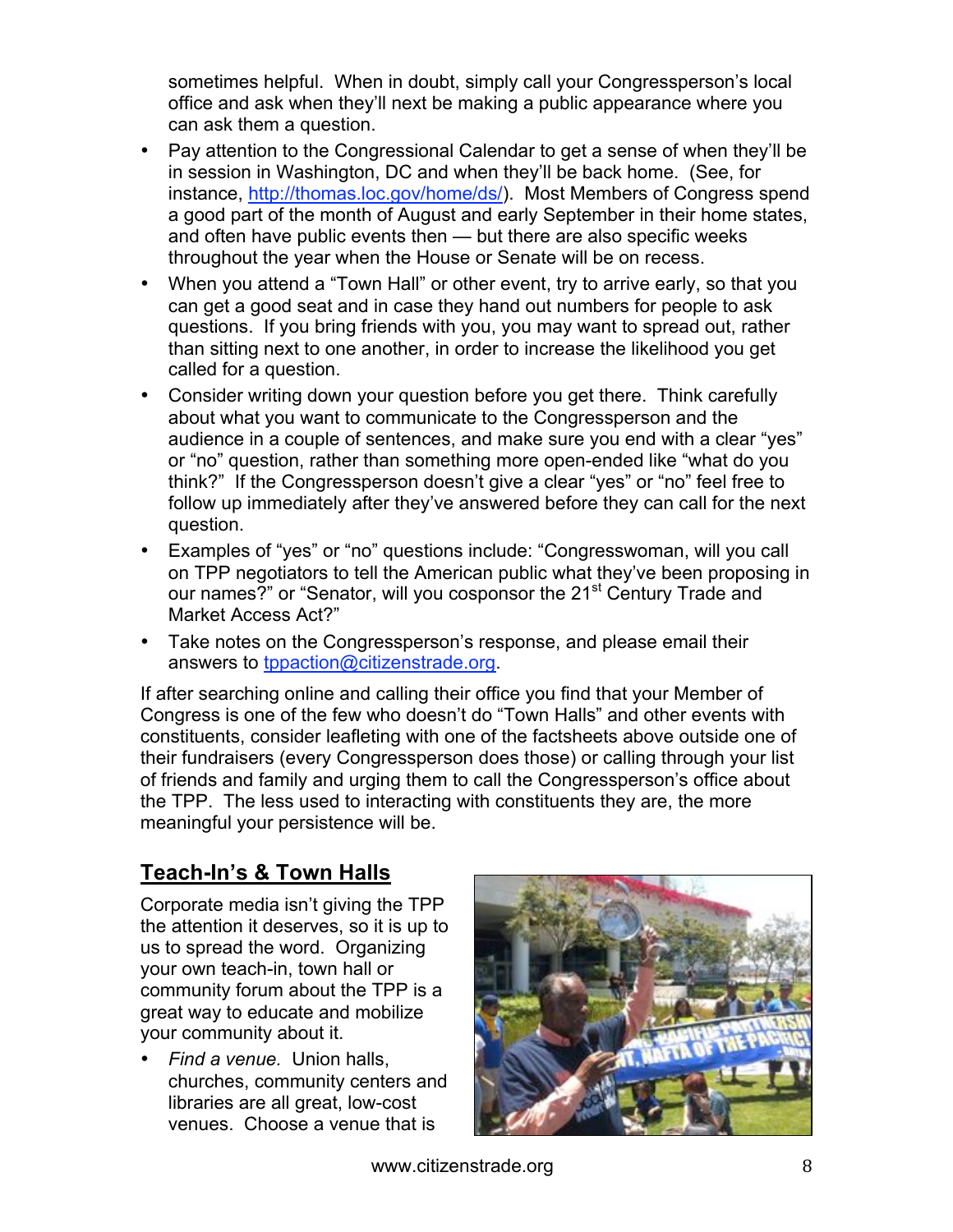sometimes helpful. When in doubt, simply call your Congressperson's local office and ask when they'll next be making a public appearance where you can ask them a question.

- Pay attention to the Congressional Calendar to get a sense of when they'll be in session in Washington, DC and when they'll be back home. (See, for instance, http://thomas.loc.gov/home/ds/). Most Members of Congress spend a good part of the month of August and early September in their home states, and often have public events then — but there are also specific weeks throughout the year when the House or Senate will be on recess.
- When you attend a "Town Hall" or other event, try to arrive early, so that you can get a good seat and in case they hand out numbers for people to ask questions. If you bring friends with you, you may want to spread out, rather than sitting next to one another, in order to increase the likelihood you get called for a question.
- Consider writing down your question before you get there. Think carefully about what you want to communicate to the Congressperson and the audience in a couple of sentences, and make sure you end with a clear "yes" or "no" question, rather than something more open-ended like "what do you think?" If the Congressperson doesn't give a clear "yes" or "no" feel free to follow up immediately after they've answered before they can call for the next question.
- Examples of "yes" or "no" questions include: "Congresswoman, will you call on TPP negotiators to tell the American public what they've been proposing in our names?" or "Senator, will you cosponsor the 21st Century Trade and Market Access Act?"
- Take notes on the Congressperson's response, and please email their answers to tppaction@citizenstrade.org.

If after searching online and calling their office you find that your Member of Congress is one of the few who doesn't do "Town Halls" and other events with constituents, consider leafleting with one of the factsheets above outside one of their fundraisers (every Congressperson does those) or calling through your list of friends and family and urging them to call the Congressperson's office about the TPP. The less used to interacting with constituents they are, the more meaningful your persistence will be.

## Teach-In's & Town Halls

Corporate media isn't giving the TPP the attention it deserves, so it is up to us to spread the word. Organizing your own teach-in, town hall or community forum about the TPP is a great way to educate and mobilize your community about it.

- *Find a venue.* Union halls, churches, community centers and libraries are all great, low-cost venues. Choose a venue that is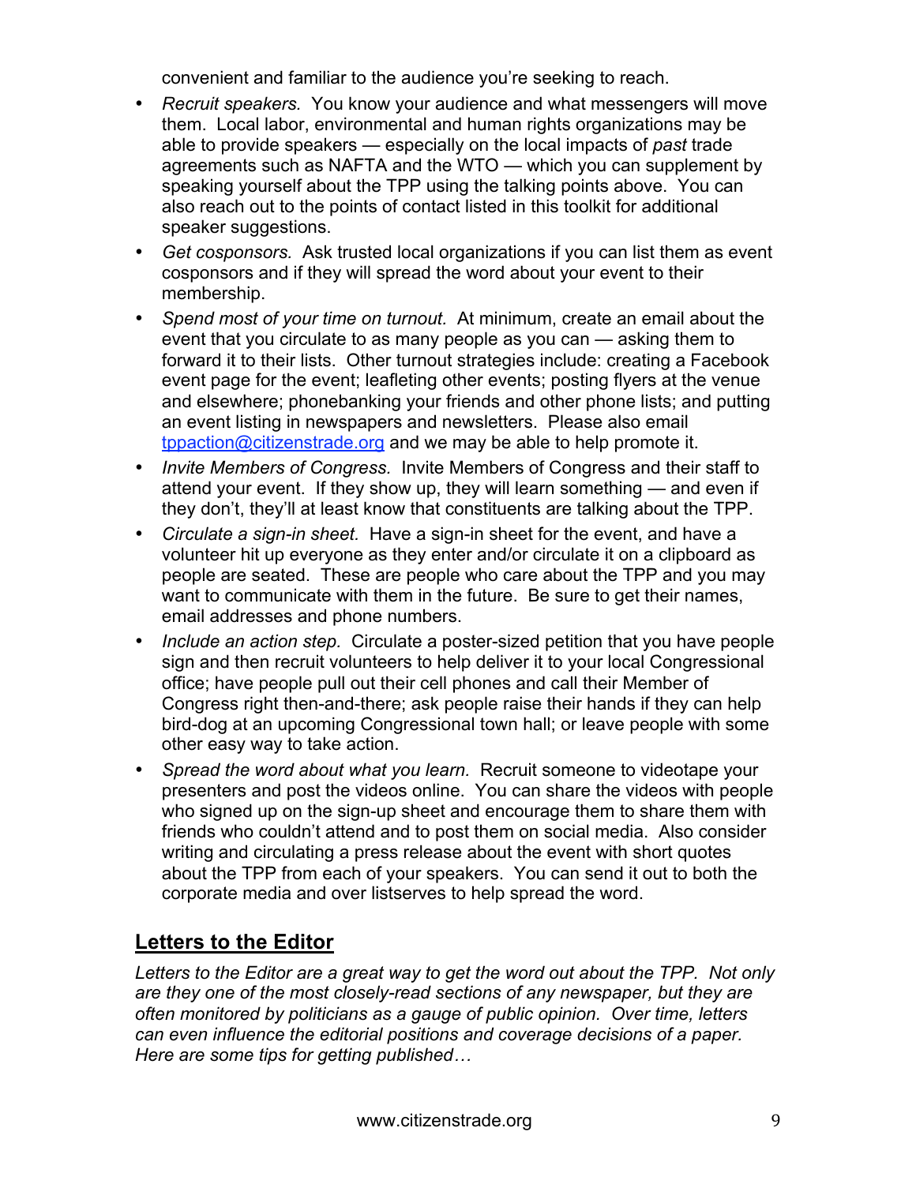convenient and familiar to the audience you're seeking to reach.

- *Recruit speakers.* You know your audience and what messengers will move them. Local labor, environmental and human rights organizations may be able to provide speakers — especially on the local impacts of *past* trade agreements such as NAFTA and the WTO — which you can supplement by speaking yourself about the TPP using the talking points above. You can also reach out to the points of contact listed in this toolkit for additional speaker suggestions.
- *Get cosponsors.* Ask trusted local organizations if you can list them as event cosponsors and if they will spread the word about your event to their membership.
- *Spend most of your time on turnout.* At minimum, create an email about the event that you circulate to as many people as you can — asking them to forward it to their lists. Other turnout strategies include: creating a Facebook event page for the event; leafleting other events; posting flyers at the venue and elsewhere; phonebanking your friends and other phone lists; and putting an event listing in newspapers and newsletters. Please also email [tppaction@citizenstrade.org](mailto:tppaction@citizenstrade.org) and we may be able to help promote it.
- *Invite Members of Congress.* Invite Members of Congress and their staff to attend your event. If they show up, they will learn something — and even if they don't, they'll at least know that constituents are talking about the TPP.
- *Circulate a sign-in sheet.* Have a sign-in sheet for the event, and have a volunteer hit up everyone as they enter and/or circulate it on a clipboard as people are seated. These are people who care about the TPP and you may want to communicate with them in the future. Be sure to get their names, email addresses and phone numbers.
- *Include an action step.* Circulate a poster-sized petition that you have people sign and then recruit volunteers to help deliver it to your local Congressional office; have people pull out their cell phones and call their Member of Congress right then-and-there; ask people raise their hands if they can help bird-dog at an upcoming Congressional town hall; or leave people with some other easy way to take action.
- *Spread the word about what you learn.* Recruit someone to videotape your presenters and post the videos online. You can share the videos with people who signed up on the sign-up sheet and encourage them to share them with friends who couldn't attend and to post them on social media. Also consider writing and circulating a press release about the event with short quotes about the TPP from each of your speakers. You can send it out to both the corporate media and over listserves to help spread the word.

## Letters to the Editor

*Letters to the Editor are a great way to get the word out about the TPP. Not only are they one of the most closely-read sections of any newspaper, but they are often monitored by politicians as a gauge of public opinion. Over time, letters can even influence the editorial positions and coverage decisions of a paper. Here are some tips for getting published…*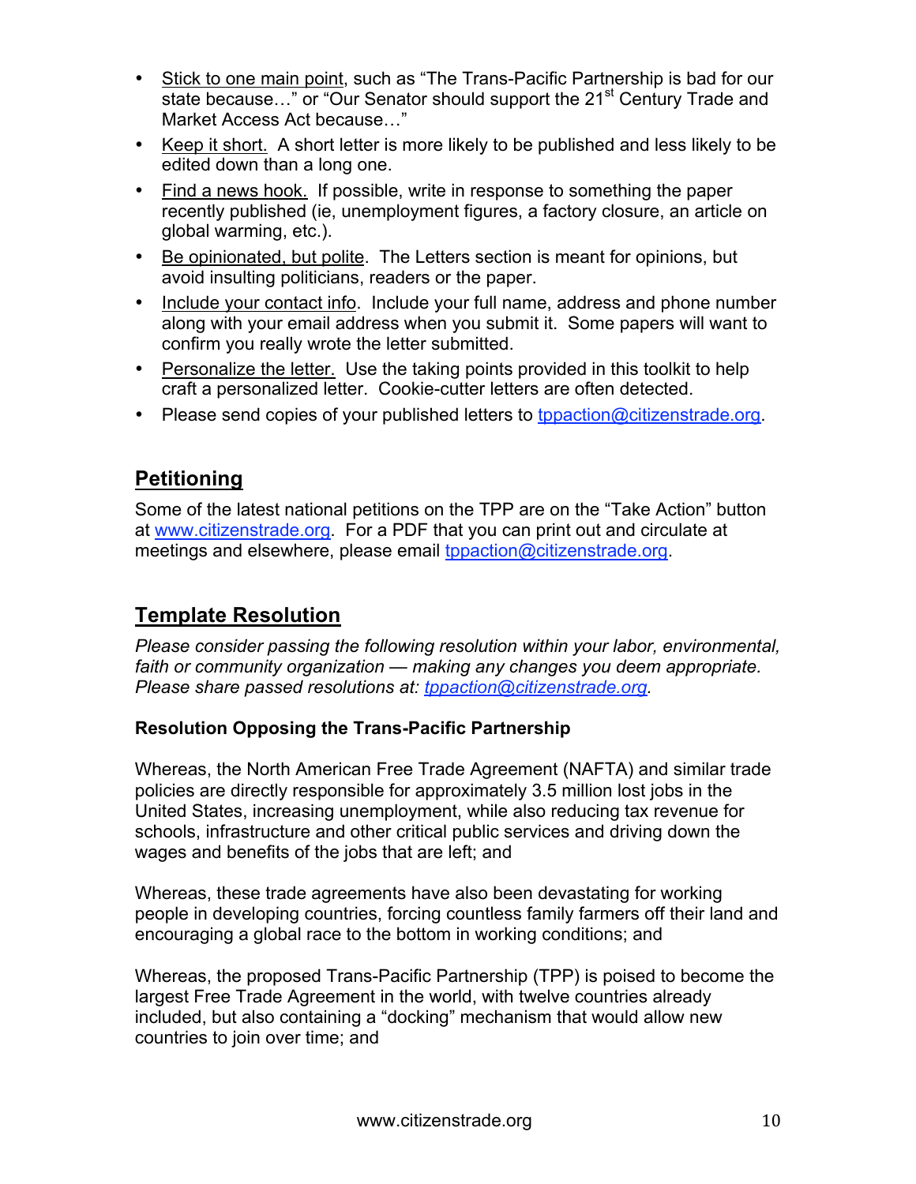- Stick to one main point, such as "The Trans-Pacific Partnership is bad for our state because…" or "Our Senator should support the 21st Century Trade and Market Access Act because…"
- Keep it short. A short letter is more likely to be published and less likely to be edited down than a long one.
- Find a news hook. If possible, write in response to something the paper recently published (ie, unemployment figures, a factory closure, an article on global warming, etc.).
- Be opinionated, but polite. The Letters section is meant for opinions, but avoid insulting politicians, readers or the paper.
- Include your contact info. Include your full name, address and phone number along with your email address when you submit it. Some papers will want to confirm you really wrote the letter submitted.
- Personalize the letter. Use the taking points provided in this toolkit to help craft a personalized letter. Cookie-cutter letters are often detected.
- Please send copies of your published letters to tppaction@citizenstrade.org.

## Petitioning

Some of the latest national petitions on the TPP are on the "Take Action" button at www.citizenstrade.org. For a PDF that you can print out and circulate at meetings and elsewhere, please email tppaction@citizenstrade.org.

## Template Resolution

*Please consider passing the following resolution within your labor, environmental, faith or community organization — making any changes you deem appropriate. Please share passed resolutions at: tppaction@citizenstrade.org.*

**Resolution Opposing the Trans-Pacific Partnership**

Whereas, the North American Free Trade Agreement (NAFTA) and similar trade policies are directly responsible for approximately 3.5 million lost jobs in the United States, increasing unemployment, while also reducing tax revenue for schools, infrastructure and other critical public services and driving down the wages and benefits of the jobs that are left; and

Whereas, these trade agreements have also been devastating for working people in developing countries, forcing countless family farmers off their land and encouraging a global race to the bottom in working conditions; and

Whereas, the proposed Trans-Pacific Partnership (TPP) is poised to become the largest Free Trade Agreement in the world, with twelve countries already included, but also containing a "docking" mechanism that would allow new countries to join over time; and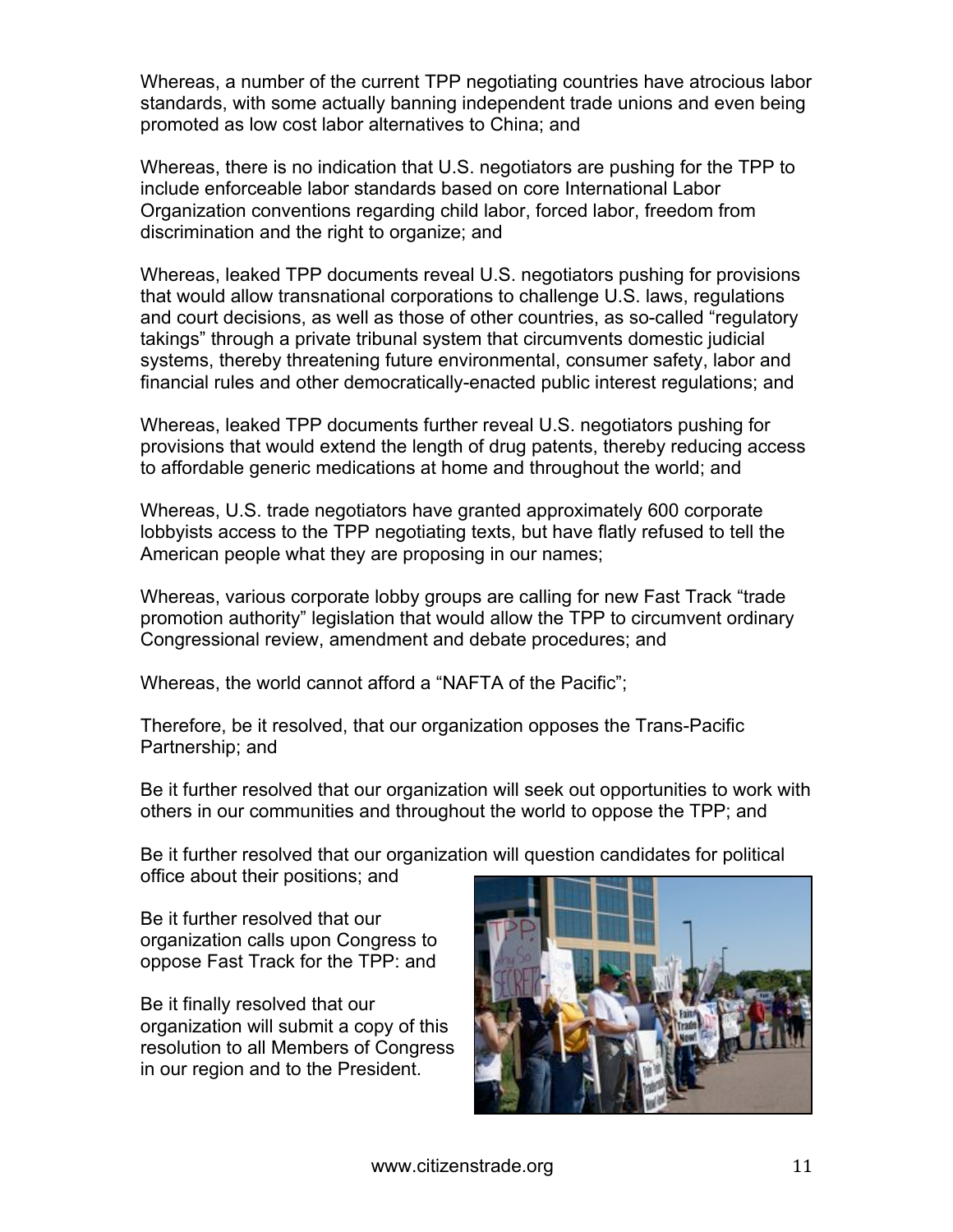Whereas, a number of the current TPP negotiating countries have atrocious labor standards, with some actually banning independent trade unions and even being promoted as low cost labor alternatives to China; and

Whereas, there is no indication that U.S. negotiators are pushing for the TPP to include enforceable labor standards based on core International Labor Organization conventions regarding child labor, forced labor, freedom from discrimination and the right to organize; and

Whereas, leaked TPP documents reveal U.S. negotiators pushing for provisions that would allow transnational corporations to challenge U.S. laws, regulations and court decisions, as well as those of other countries, as so-called "regulatory takings" through a private tribunal system that circumvents domestic judicial systems, thereby threatening future environmental, consumer safety, labor and financial rules and other democratically-enacted public interest regulations; and

Whereas, leaked TPP documents further reveal U.S. negotiators pushing for provisions that would extend the length of drug patents, thereby reducing access to affordable generic medications at home and throughout the world; and

Whereas, U.S. trade negotiators have granted approximately 600 corporate lobbyists access to the TPP negotiating texts, but have flatly refused to tell the American people what they are proposing in our names;

Whereas, various corporate lobby groups are calling for new Fast Track "trade promotion authority" legislation that would allow the TPP to circumvent ordinary Congressional review, amendment and debate procedures; and

Whereas, the world cannot afford a "NAFTA of the Pacific";

Therefore, be it resolved, that our organization opposes the Trans-Pacific Partnership; and

Be it further resolved that our organization will seek out opportunities to work with others in our communities and throughout the world to oppose the TPP; and

Be it further resolved that our organization will question candidates for political office about their positions; and

Be it further resolved that our organization calls upon Congress to oppose Fast Track for the TPP: and

Be it finally resolved that our organization will submit a copy of this resolution to all Members of Congress in our region and to the President.

www.citizenstrade.org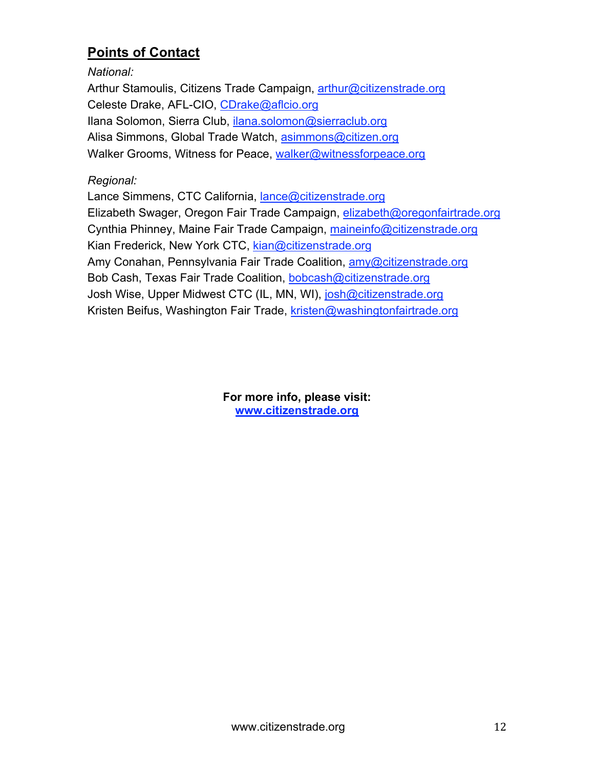## Points of Contact

*National:*

Arthur Stamoulis, Citizens Trade Campaign, arthur@citizenstrade.org
Celeste Drake, AFL-CIO, CDrake@aflcio.org
Ilana Solomon, Sierra Club, ilana.solomon@sierraclub.org
Alisa Simmons, Global Trade Watch, asimmons@citizen.org
Walker Grooms, Witness for Peace, walker@witnessforpeace.org

*Regional:*

Lance Simmens, CTC California, lance@citizenstrade.org
Elizabeth Swager, Oregon Fair Trade Campaign, elizabeth@oregonfairtrade.org
Cynthia Phinney, Maine Fair Trade Campaign, maineinfo@citizenstrade.org
Kian Frederick, New York CTC, kian@citizenstrade.org
Amy Conahan, Pennsylvania Fair Trade Coalition, amy@citizenstrade.org
Bob Cash, Texas Fair Trade Coalition, bobcash@citizenstrade.org
Josh Wise, Upper Midwest CTC (IL, MN, WI), josh@citizenstrade.org
Kristen Beifus, Washington Fair Trade, kristen@washingtonfairtrade.org

**For more info, please visit:**
**www.citizenstrade.org**